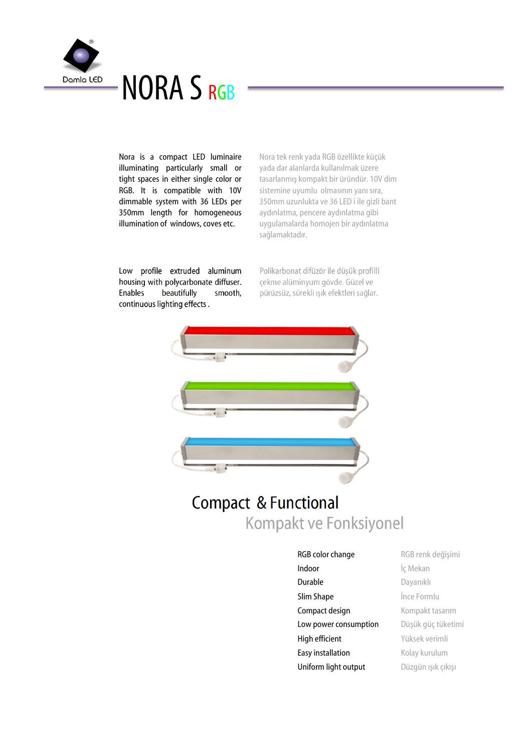Damla LED

# NORA S RGB

Nora is a compact LED luminaire illuminating particularly small or tight spaces in either single color or RGB. It is compatible with 10V dimmable system with 36 LEDs per 350mm length for homogeneous illumination of windows, coves etc.

Nora tek renk yada RGB özellikte küçük yada dar alanlarda kullanılmak üzere tasarlanmış kompakt bir üründür. 10V dim sistemine uyumlu olmasının yanı sıra, 350mm uzunlukta ve 36 LED i ile gizli bant aydınlatma, pencere aydınlatma gibi uygulamalarda homojen bir aydınlatma sağlamaktadır.

Low profile extruded aluminum housing with polycarbonate diffuser. Enables beautifully smooth, continuous lighting effects .

Polikarbonat difüzör ile düşük profilli çekme alüminyum gövde. Güzel ve pürüzsüz, sürekli ışık efektleri sağlar.

## Compact & Functional

## Kompakt ve Fonksiyonel

| | |
|---|---|
| RGB color change | RGB renk değişimi |
| Indoor | İç Mekan |
| Durable | Dayanıklı |
| Slim Shape | İnce Formlu |
| Compact design | Kompakt tasarım |
| Low power consumption | Düşük güç tüketimi |
| High efficient | Yüksek verimli |
| Easy installation | Kolay kurulum |
| Uniform light output | Düzgün ışık çıkışı |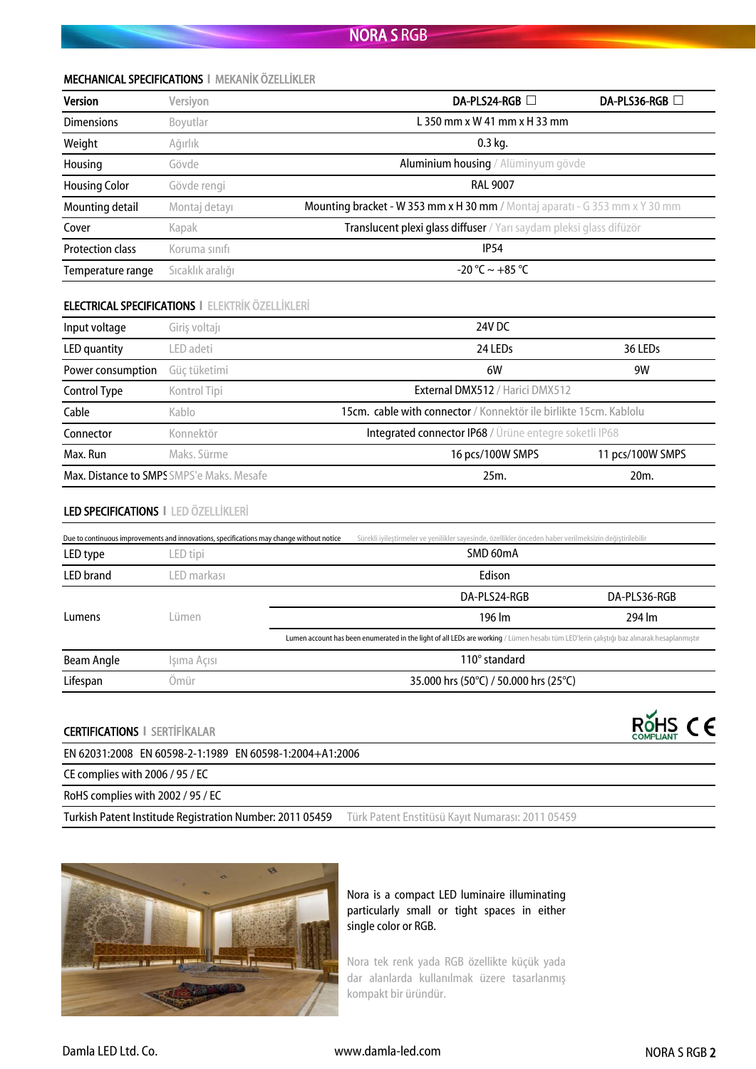# NORA S RGB

## MECHANICAL SPECIFICATIONS | MEKANİK ÖZELLİKLER

| Version | Versiyon | DA-PLS24-RGB ☐ | DA-PLS36-RGB ☐ |
|---|---|---|---|
| Dimensions | Boyutlar | L 350 mm x W 41 mm x H 33 mm | |
| Weight | Ağırlık | 0.3 kg. | |
| Housing | Gövde | Aluminium housing / Alüminyum gövde | |
| Housing Color | Gövde rengi | RAL 9007 | |
| Mounting detail | Montaj detayı | Mounting bracket - W 353 mm x H 30 mm / Montaj aparatı - G 353 mm x Y 30 mm | |
| Cover | Kapak | Translucent plexi glass diffuser / Yarı saydam pleksi glass difüzör | |
| Protection class | Koruma sınıfı | IP54 | |
| Temperature range | Sıcaklık aralığı | -20 °C ~ +85 °C | |

## ELECTRICAL SPECIFICATIONS | ELEKTRİK ÖZELLİKLERİ

| | | | |
|---|---|---|---|
| Input voltage | Giriş voltajı | 24V DC | |
| LED quantity | LED adeti | 24 LEDs | 36 LEDs |
| Power consumption | Güç tüketimi | 6W | 9W |
| Control Type | Kontrol Tipi | External DMX512 / Harici DMX512 | |
| Cable | Kablo | 15cm. cable with connector / Konnektör ile birlikte 15cm. Kablolu | |
| Connector | Konnektör | Integrated connector IP68 / Ürüne entegre soketli IP68 | |
| Max. Run | Maks. Sürme | 16 pcs/100W SMPS | 11 pcs/100W SMPS |
| Max. Distance to SMPS | SMPS'e Maks. Mesafe | 25m. | 20m. |

## LED SPECIFICATIONS | LED ÖZELLİKLERİ

Due to continuous improvements and innovations, specifications may change without notice / Sürekli iyileştirmeler ve yenilikler sayesinde, özellikler önceden haber verilmeksizin değiştirilebilir

| | | | |
|---|---|---|---|
| LED type | LED tipi | SMD 60mA | |
| LED brand | LED markası | Edison | |
| Lumens | Lümen | DA-PLS24-RGB | DA-PLS36-RGB |
| | | 196 lm | 294 lm |
| | | Lumen account has been enumerated in the light of all LEDs are working / Lümen hesabı tüm LED'lerin çalıştığı baz alınarak hesaplanmıştır | |
| Beam Angle | Işıma Açısı | 110° standard | |
| Lifespan | Ömür | 35.000 hrs (50°C) / 50.000 hrs (25°C) | |

## CERTIFICATIONS | SERTİFİKALAR

RoHS COMPLIANT CE

EN 62031:2008 EN 60598-2-1:1989 EN 60598-1:2004+A1:2006

CE complies with 2006 / 95 / EC

RoHS complies with 2002 / 95 / EC

Turkish Patent Institude Registration Number: 2011 05459 Türk Patent Enstitüsü Kayıt Numarası: 2011 05459

Nora is a compact LED luminaire illuminating particularly small or tight spaces in either single color or RGB.

Nora tek renk yada RGB özellikte küçük yada dar alanlarda kullanılmak üzere tasarlanmış kompakt bir üründür.

Damla LED Ltd. Co. www.damla-led.com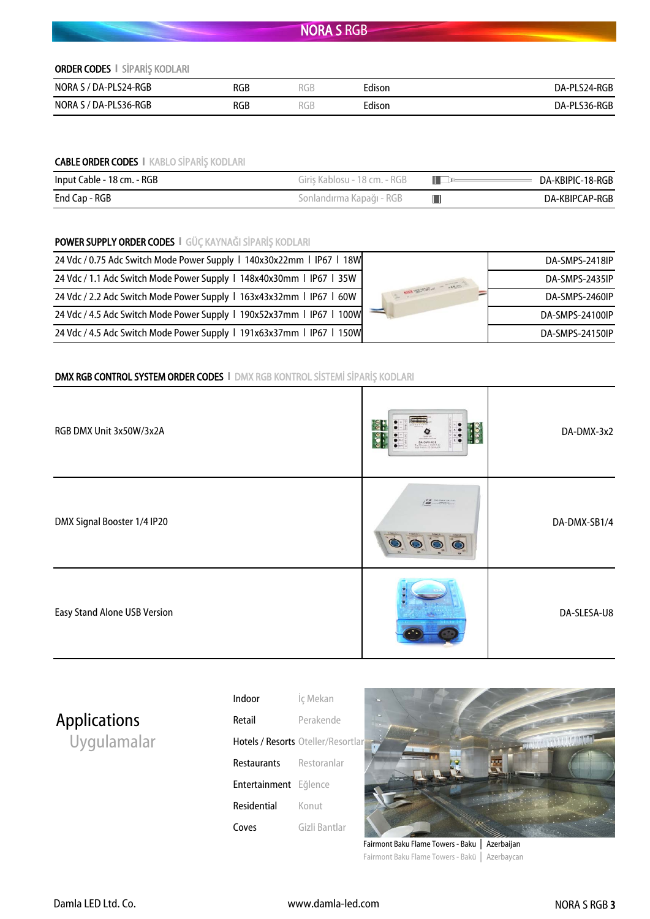# NORA S RGB

## ORDER CODES | SİPARİŞ KODLARI

| | | | | |
|---|---|---|---|---|
| NORA S / DA-PLS24-RGB | RGB | RGB | Edison | DA-PLS24-RGB |
| NORA S / DA-PLS36-RGB | RGB | RGB | Edison | DA-PLS36-RGB |

## CABLE ORDER CODES | KABLO SİPARİŞ KODLARI

| | | |
|---|---|---|
| Input Cable - 18 cm. - RGB | Giriş Kablosu - 18 cm. - RGB | DA-KBIPIC-18-RGB |
| End Cap - RGB | Sonlandırma Kapağı - RGB | DA-KBIPCAP-RGB |

## POWER SUPPLY ORDER CODES | GÜÇ KAYNAĞI SİPARİŞ KODLARI

| | |
|---|---|
| 24 Vdc / 0.75 Adc Switch Mode Power Supply \| 140x30x22mm \| IP67 \| 18W | DA-SMPS-2418IP |
| 24 Vdc / 1.1 Adc Switch Mode Power Supply \| 148x40x30mm \| IP67 \| 35W | DA-SMPS-2435IP |
| 24 Vdc / 2.2 Adc Switch Mode Power Supply \| 163x43x32mm \| IP67 \| 60W | DA-SMPS-2460IP |
| 24 Vdc / 4.5 Adc Switch Mode Power Supply \| 190x52x37mm \| IP67 \| 100W | DA-SMPS-24100IP |
| 24 Vdc / 4.5 Adc Switch Mode Power Supply \| 191x63x37mm \| IP67 \| 150W | DA-SMPS-24150IP |

## DMX RGB CONTROL SYSTEM ORDER CODES | DMX RGB KONTROL SİSTEMİ SİPARİŞ KODLARI

| | |
|---|---|
| RGB DMX Unit 3x50W/3x2A | DA-DMX-3x2 |
| DMX Signal Booster 1/4 IP20 | DA-DMX-SB1/4 |
| Easy Stand Alone USB Version | DA-SLESA-U8 |

## Applications
### Uygulamalar

| | |
|---|---|
| Indoor | İç Mekan |
| Retail | Perakende |
| Hotels / Resorts | Oteller/Resortlar |
| Restaurants | Restoranlar |
| Entertainment | Eğlence |
| Residential | Konut |
| Coves | Gizli Bantlar |

Fairmont Baku Flame Towers - Baku | Azerbaijan
Fairmont Baku Flame Towers - Bakü | Azerbaycan

Damla LED Ltd. Co. www.damla-led.com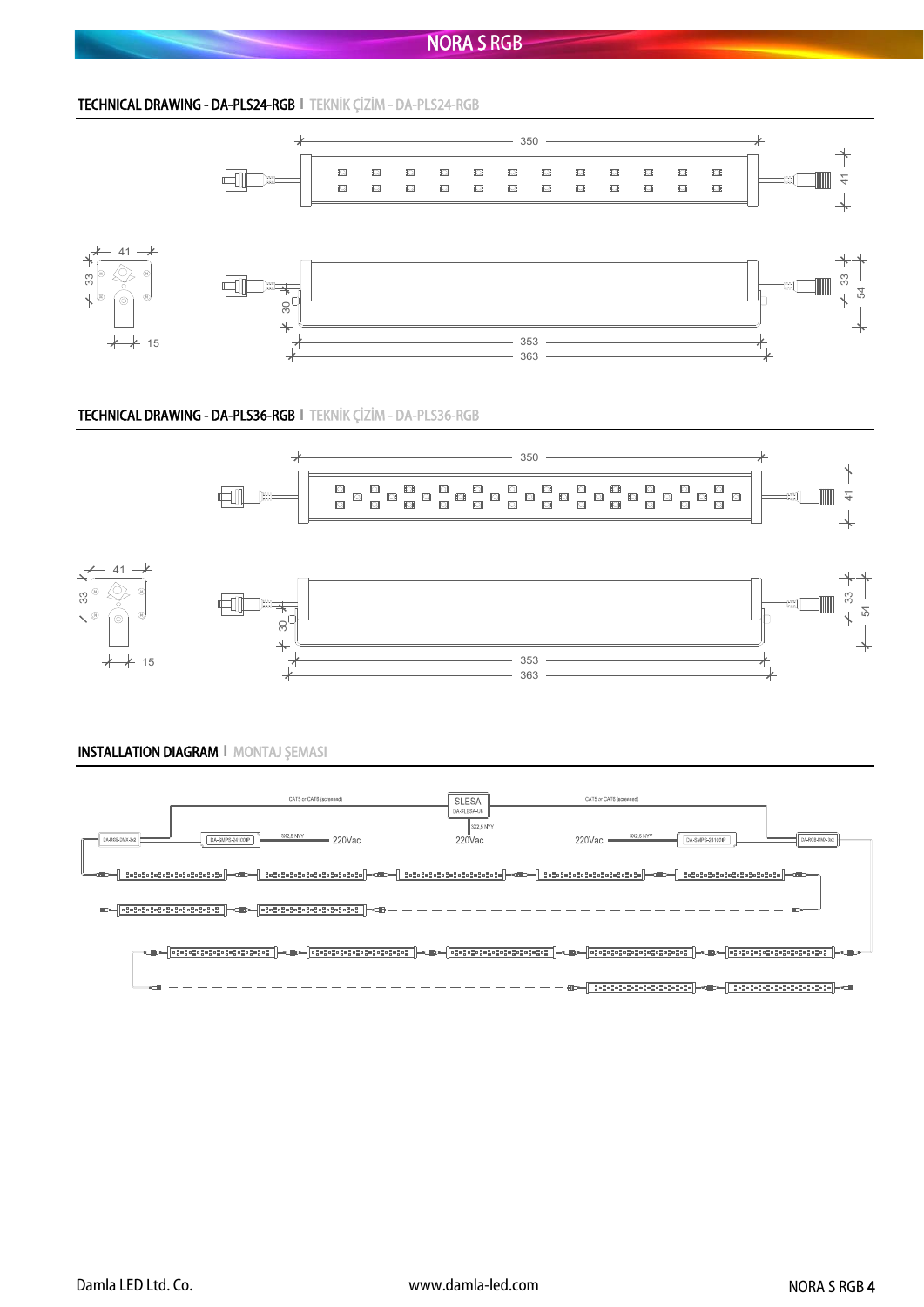## TECHNICAL DRAWING - DA-PLS24-RGB I TEKNİK ÇİZİM - DA-PLS24-RGB

350

41

41

33

15

33

54

30

353

363

## TECHNICAL DRAWING - DA-PLS36-RGB I TEKNİK ÇİZİM - DA-PLS36-RGB

350

41

41

33

15

33

54

30

353

363

## INSTALLATION DIAGRAM I MONTAJ ŞEMASI

CAT5 or CAT6 (screened)

SLESA

DA-SLESA-U8

CAT5 or CAT6 (screened)

DA-RGB-DMX-3x2

DA-SMPS-24100IP

3X2,5 NYY

220Vac

3X2,5 NYY

220Vac

220Vac

3X2,5 NYY

DA-SMPS-24100IP

DA-RGB-DMX-3x2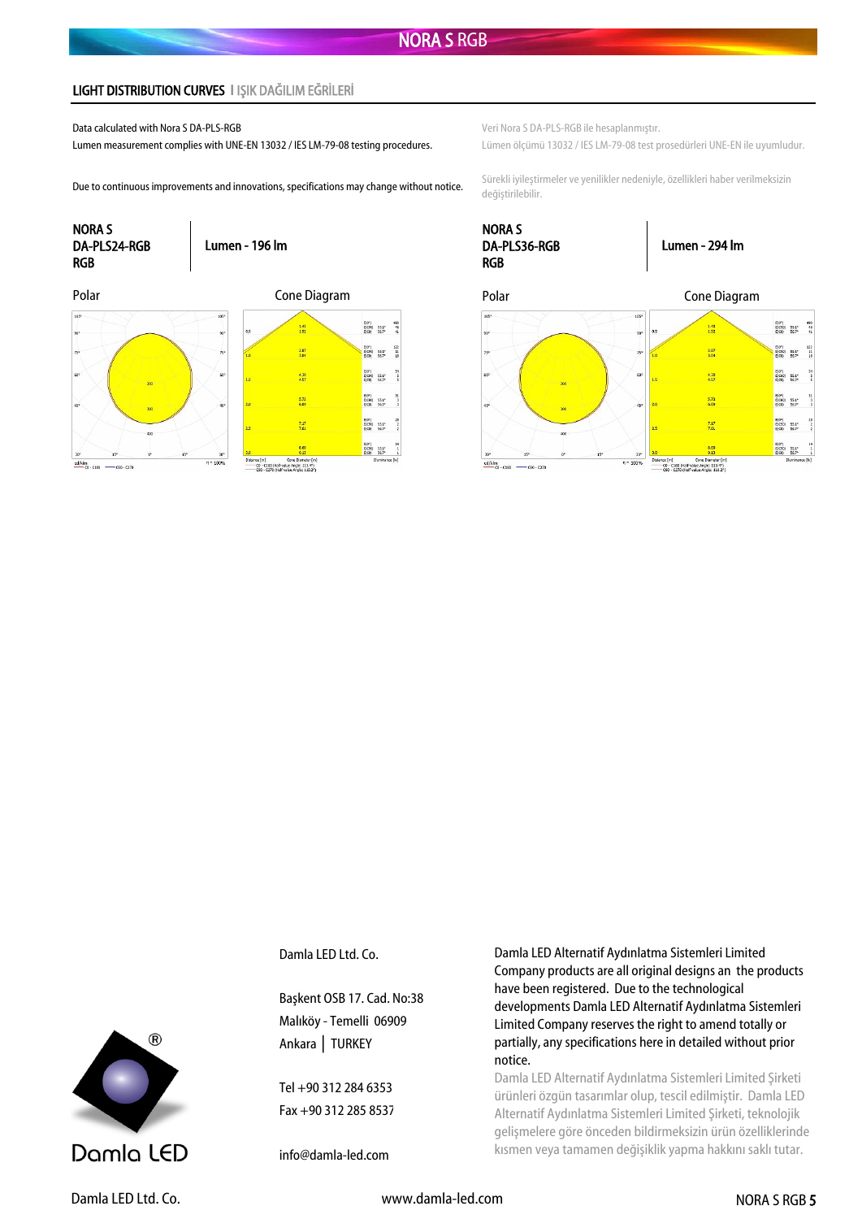## LIGHT DISTRIBUTION CURVES | IŞIK DAĞILIM EĞRİLERİ

Data calculated with Nora S DA-PLS-RGB

Lumen measurement complies with UNE-EN 13032 / IES LM-79-08 testing procedures.

Veri Nora S DA-PLS-RGB ile hesaplanmıştır.

Lümen ölçümü 13032 / IES LM-79-08 test prosedürleri UNE-EN ile uyumludur.

Due to continuous improvements and innovations, specifications may change without notice.

Sürekli iyileştirmeler ve yenilikler nedeniyle, özellikleri haber verilmeksizin değiştirilebilir.

**NORA S**
**DA-PLS24-RGB**
**RGB**

**Lumen - 196 lm**

Polar

Cone Diagram

**NORA S**
**DA-PLS36-RGB**
**RGB**

**Lumen - 294 lm**

Polar

Cone Diagram

Damla LED Ltd. Co.

Başkent OSB 17. Cad. No:38
Malıköy - Temelli 06909
Ankara | TURKEY

Tel +90 312 284 6353
Fax +90 312 285 8537

info@damla-led.com

Damla LED Alternatif Aydınlatma Sistemleri Limited Company products are all original designs an the products have been registered. Due to the technological developments Damla LED Alternatif Aydınlatma Sistemleri Limited Company reserves the right to amend totally or partially, any specifications here in detailed without prior notice.

Damla LED Alternatif Aydınlatma Sistemleri Limited Şirketi ürünleri özgün tasarımlar olup, tescil edilmiştir. Damla LED Alternatif Aydınlatma Sistemleri Limited Şirketi, teknolojik gelişmelere göre önceden bildirmeksizin ürün özelliklerinde kısmen veya tamamen değişiklik yapma hakkını saklı tutar.

Damla LED Ltd. Co. www.damla-led.com